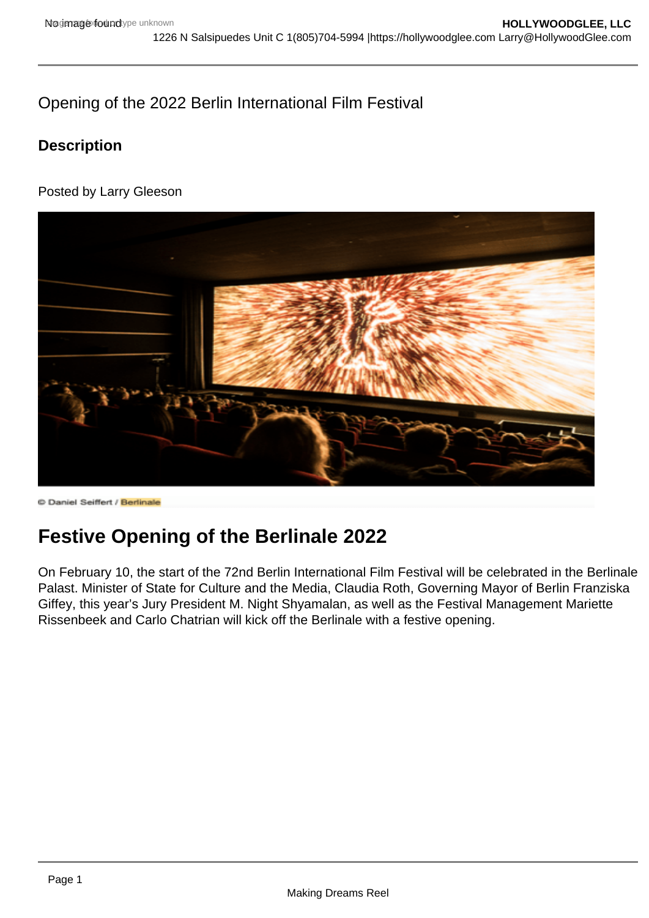Opening of the 2022 Berlin International Film Festival

## Description

Posted by Larry Gleeson

© Daniel Seiffert / Berlinale

# Festive Opening of the Berlinale 2022

On February 10, the start of the 72nd Berlin International Film Festival will be celebrated in the Berlinale Palast. Minister of State for Culture and the Media, Claudia Roth, Governing Mayor of Berlin Franziska Giffey, this year's Jury President M. Night Shyamalan, as well as the Festival Management Mariette Rissenbeek and Carlo Chatrian will kick off the Berlinale with a festive opening.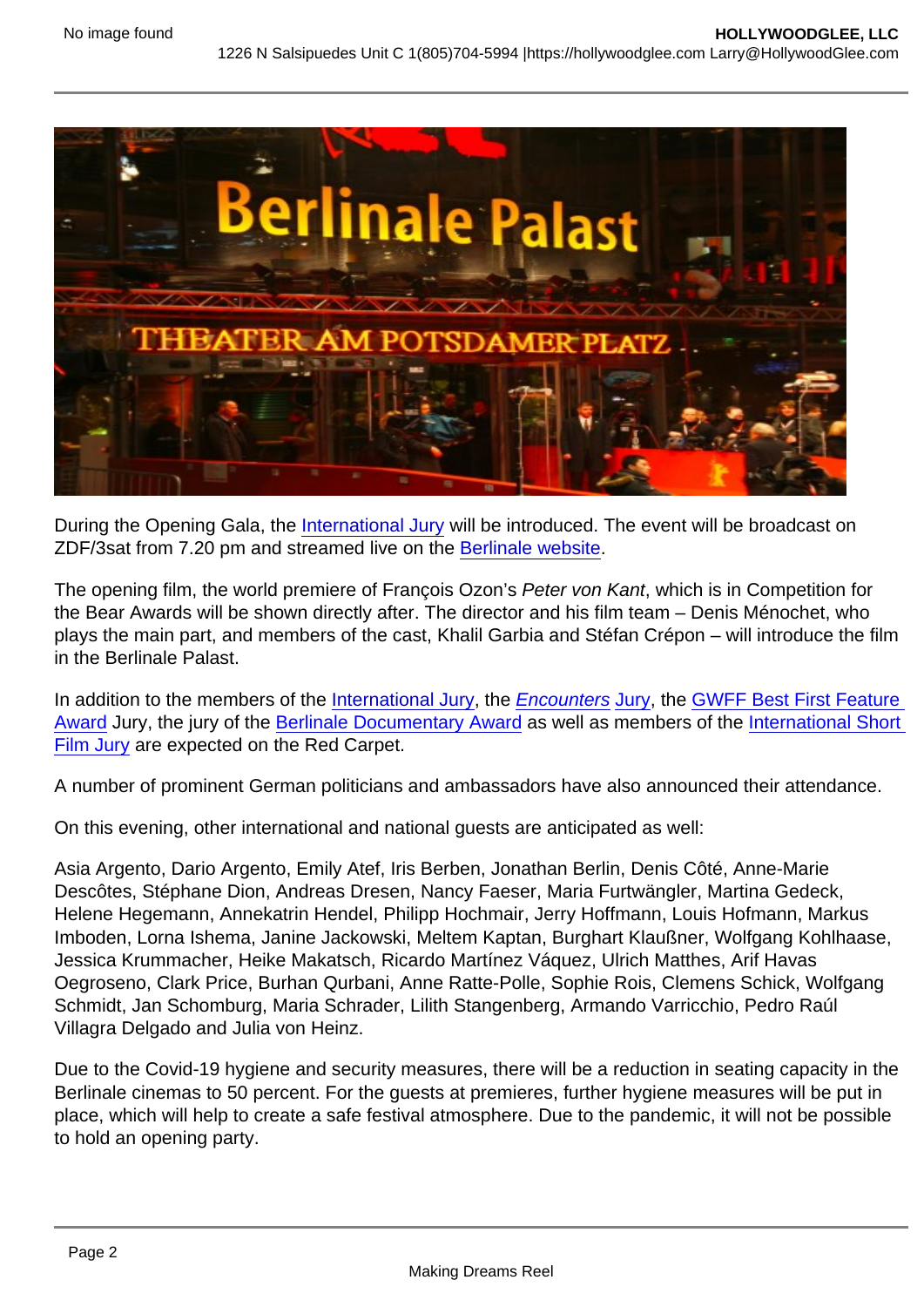During the Opening Gala, the International Jury will be introduced. The event will be broadcast on ZDF/3sat from 7.20 pm and streamed live on the Berlinale website.

The opening film, the world premiere of François Ozon's *Peter von Kant*, which is in Competition for the Bear Awards will be shown directly after. The director and his film team – Denis Ménochet, who plays the main part, and members of the cast, Khalil Garbia and Stéfan Crépon – will introduce the film in the Berlinale Palast.

In addition to the members of the International Jury, the *Encounters* Jury, the GWFF Best First Feature Award Jury, the jury of the Berlinale Documentary Award as well as members of the International Short Film Jury are expected on the Red Carpet.

A number of prominent German politicians and ambassadors have also announced their attendance.

On this evening, other international and national guests are anticipated as well:

Asia Argento, Dario Argento, Emily Atef, Iris Berben, Jonathan Berlin, Denis Côté, Anne-Marie Descôtes, Stéphane Dion, Andreas Dresen, Nancy Faeser, Maria Furtwängler, Martina Gedeck, Helene Hegemann, Annekatrin Hendel, Philipp Hochmair, Jerry Hoffmann, Louis Hofmann, Markus Imboden, Lorna Ishema, Janine Jackowski, Meltem Kaptan, Burghart Klaußner, Wolfgang Kohlhaase, Jessica Krummacher, Heike Makatsch, Ricardo Martínez Váquez, Ulrich Matthes, Arif Havas Oegroseno, Clark Price, Burhan Qurbani, Anne Ratte-Polle, Sophie Rois, Clemens Schick, Wolfgang Schmidt, Jan Schomburg, Maria Schrader, Lilith Stangenberg, Armando Varricchio, Pedro Raúl Villagra Delgado and Julia von Heinz.

Due to the Covid-19 hygiene and security measures, there will be a reduction in seating capacity in the Berlinale cinemas to 50 percent. For the guests at premieres, further hygiene measures will be put in place, which will help to create a safe festival atmosphere. Due to the pandemic, it will not be possible to hold an opening party.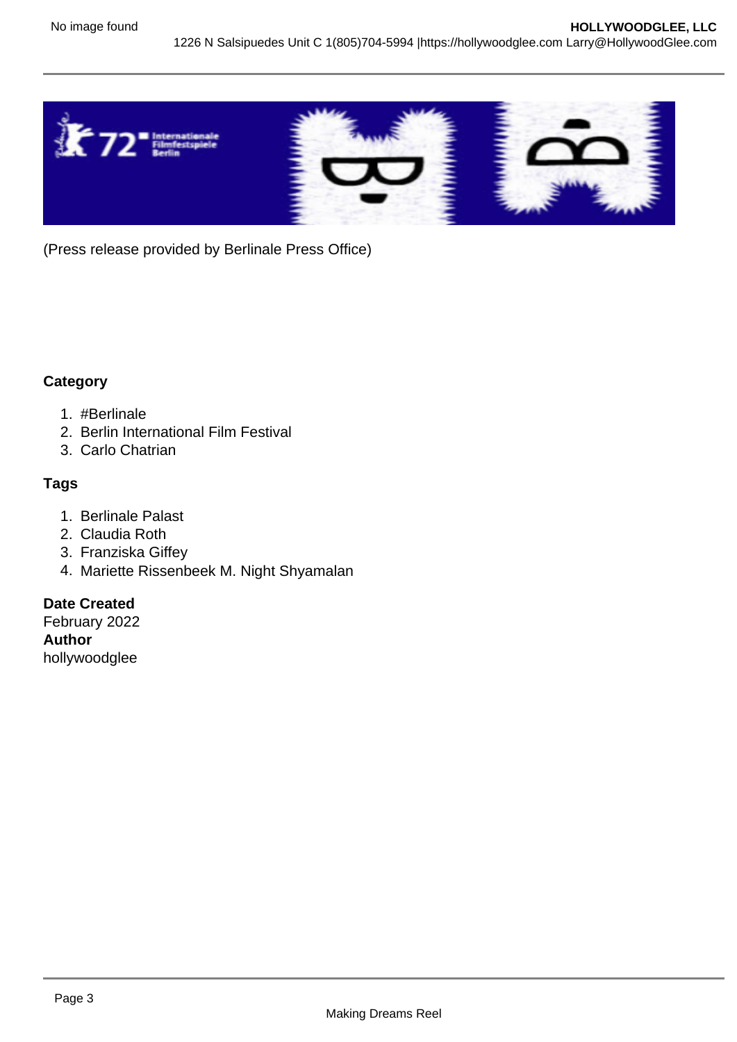(Press release provided by Berlinale Press Office)

**Category**

1. #Berlinale
2. Berlin International Film Festival
3. Carlo Chatrian

**Tags**

1. Berlinale Palast
2. Claudia Roth
3. Franziska Giffey
4. Mariette Rissenbeek M. Night Shyamalan

**Date Created**
February 2022
**Author**
hollywoodglee